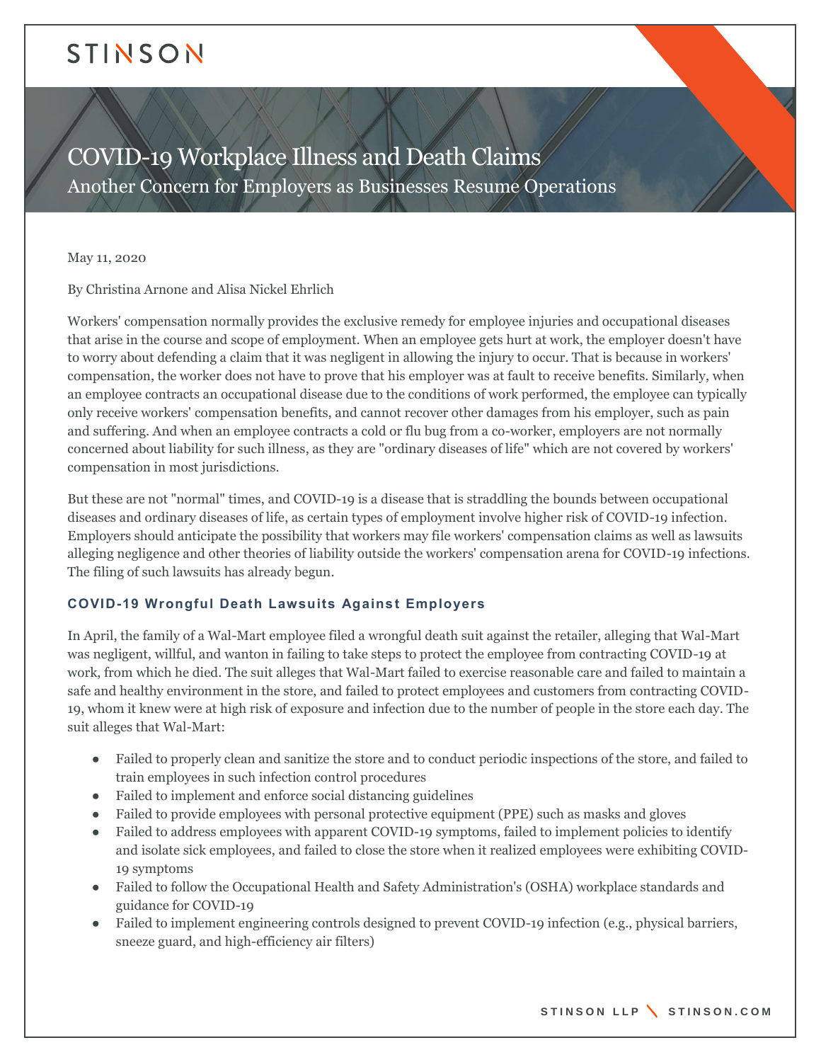STINSON

# COVID-19 Workplace Illness and Death Claims

## Another Concern for Employers as Businesses Resume Operations

May 11, 2020

By Christina Arnone and Alisa Nickel Ehrlich

Workers' compensation normally provides the exclusive remedy for employee injuries and occupational diseases that arise in the course and scope of employment. When an employee gets hurt at work, the employer doesn't have to worry about defending a claim that it was negligent in allowing the injury to occur. That is because in workers' compensation, the worker does not have to prove that his employer was at fault to receive benefits. Similarly, when an employee contracts an occupational disease due to the conditions of work performed, the employee can typically only receive workers' compensation benefits, and cannot recover other damages from his employer, such as pain and suffering. And when an employee contracts a cold or flu bug from a co-worker, employers are not normally concerned about liability for such illness, as they are "ordinary diseases of life" which are not covered by workers' compensation in most jurisdictions.

But these are not "normal" times, and COVID-19 is a disease that is straddling the bounds between occupational diseases and ordinary diseases of life, as certain types of employment involve higher risk of COVID-19 infection. Employers should anticipate the possibility that workers may file workers' compensation claims as well as lawsuits alleging negligence and other theories of liability outside the workers' compensation arena for COVID-19 infections. The filing of such lawsuits has already begun.

### COVID-19 Wrongful Death Lawsuits Against Employers

In April, the family of a Wal-Mart employee filed a wrongful death suit against the retailer, alleging that Wal-Mart was negligent, willful, and wanton in failing to take steps to protect the employee from contracting COVID-19 at work, from which he died. The suit alleges that Wal-Mart failed to exercise reasonable care and failed to maintain a safe and healthy environment in the store, and failed to protect employees and customers from contracting COVID-19, whom it knew were at high risk of exposure and infection due to the number of people in the store each day. The suit alleges that Wal-Mart:

- Failed to properly clean and sanitize the store and to conduct periodic inspections of the store, and failed to train employees in such infection control procedures
- Failed to implement and enforce social distancing guidelines
- Failed to provide employees with personal protective equipment (PPE) such as masks and gloves
- Failed to address employees with apparent COVID-19 symptoms, failed to implement policies to identify and isolate sick employees, and failed to close the store when it realized employees were exhibiting COVID-19 symptoms
- Failed to follow the Occupational Health and Safety Administration's (OSHA) workplace standards and guidance for COVID-19
- Failed to implement engineering controls designed to prevent COVID-19 infection (e.g., physical barriers, sneeze guard, and high-efficiency air filters)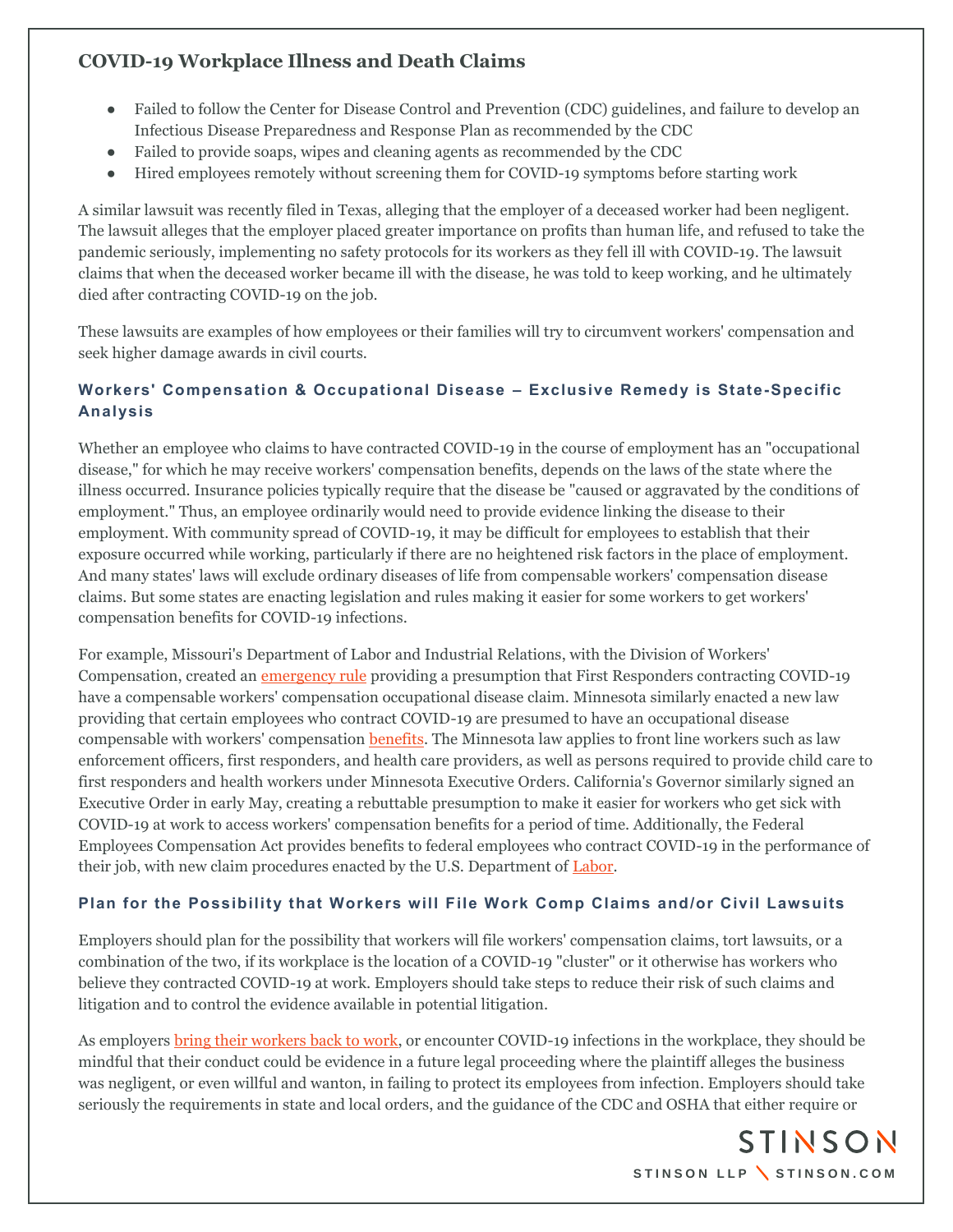- Failed to follow the Center for Disease Control and Prevention (CDC) guidelines, and failure to develop an Infectious Disease Preparedness and Response Plan as recommended by the CDC
- Failed to provide soaps, wipes and cleaning agents as recommended by the CDC
- Hired employees remotely without screening them for COVID-19 symptoms before starting work

A similar lawsuit was recently filed in Texas, alleging that the employer of a deceased worker had been negligent. The lawsuit alleges that the employer placed greater importance on profits than human life, and refused to take the pandemic seriously, implementing no safety protocols for its workers as they fell ill with COVID-19. The lawsuit claims that when the deceased worker became ill with the disease, he was told to keep working, and he ultimately died after contracting COVID-19 on the job.

These lawsuits are examples of how employees or their families will try to circumvent workers' compensation and seek higher damage awards in civil courts.

### Workers' Compensation & Occupational Disease – Exclusive Remedy is State-Specific Analysis

Whether an employee who claims to have contracted COVID-19 in the course of employment has an "occupational disease," for which he may receive workers' compensation benefits, depends on the laws of the state where the illness occurred. Insurance policies typically require that the disease be "caused or aggravated by the conditions of employment." Thus, an employee ordinarily would need to provide evidence linking the disease to their employment. With community spread of COVID-19, it may be difficult for employees to establish that their exposure occurred while working, particularly if there are no heightened risk factors in the place of employment. And many states' laws will exclude ordinary diseases of life from compensable workers' compensation disease claims. But some states are enacting legislation and rules making it easier for some workers to get workers' compensation benefits for COVID-19 infections.

For example, Missouri's Department of Labor and Industrial Relations, with the Division of Workers' Compensation, created an emergency rule providing a presumption that First Responders contracting COVID-19 have a compensable workers' compensation occupational disease claim. Minnesota similarly enacted a new law providing that certain employees who contract COVID-19 are presumed to have an occupational disease compensable with workers' compensation benefits. The Minnesota law applies to front line workers such as law enforcement officers, first responders, and health care providers, as well as persons required to provide child care to first responders and health workers under Minnesota Executive Orders. California's Governor similarly signed an Executive Order in early May, creating a rebuttable presumption to make it easier for workers who get sick with COVID-19 at work to access workers' compensation benefits for a period of time. Additionally, the Federal Employees Compensation Act provides benefits to federal employees who contract COVID-19 in the performance of their job, with new claim procedures enacted by the U.S. Department of Labor.

### Plan for the Possibility that Workers will File Work Comp Claims and/or Civil Lawsuits

Employers should plan for the possibility that workers will file workers' compensation claims, tort lawsuits, or a combination of the two, if its workplace is the location of a COVID-19 "cluster" or it otherwise has workers who believe they contracted COVID-19 at work. Employers should take steps to reduce their risk of such claims and litigation and to control the evidence available in potential litigation.

As employers bring their workers back to work, or encounter COVID-19 infections in the workplace, they should be mindful that their conduct could be evidence in a future legal proceeding where the plaintiff alleges the business was negligent, or even willful and wanton, in failing to protect its employees from infection. Employers should take seriously the requirements in state and local orders, and the guidance of the CDC and OSHA that either require or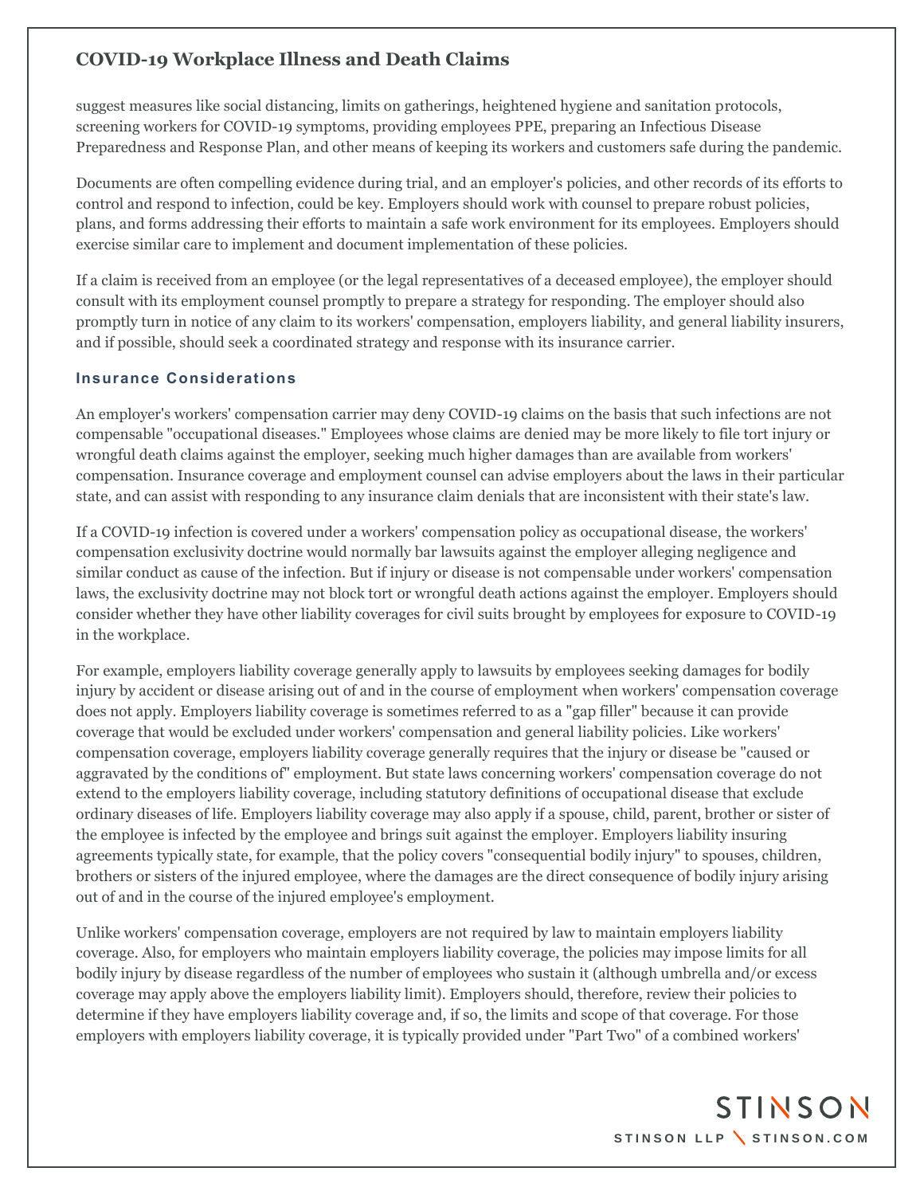suggest measures like social distancing, limits on gatherings, heightened hygiene and sanitation protocols, screening workers for COVID-19 symptoms, providing employees PPE, preparing an Infectious Disease Preparedness and Response Plan, and other means of keeping its workers and customers safe during the pandemic.

Documents are often compelling evidence during trial, and an employer's policies, and other records of its efforts to control and respond to infection, could be key. Employers should work with counsel to prepare robust policies, plans, and forms addressing their efforts to maintain a safe work environment for its employees. Employers should exercise similar care to implement and document implementation of these policies.

If a claim is received from an employee (or the legal representatives of a deceased employee), the employer should consult with its employment counsel promptly to prepare a strategy for responding. The employer should also promptly turn in notice of any claim to its workers' compensation, employers liability, and general liability insurers, and if possible, should seek a coordinated strategy and response with its insurance carrier.

### Insurance Considerations

An employer's workers' compensation carrier may deny COVID-19 claims on the basis that such infections are not compensable "occupational diseases." Employees whose claims are denied may be more likely to file tort injury or wrongful death claims against the employer, seeking much higher damages than are available from workers' compensation. Insurance coverage and employment counsel can advise employers about the laws in their particular state, and can assist with responding to any insurance claim denials that are inconsistent with their state's law.

If a COVID-19 infection is covered under a workers' compensation policy as occupational disease, the workers' compensation exclusivity doctrine would normally bar lawsuits against the employer alleging negligence and similar conduct as cause of the infection. But if injury or disease is not compensable under workers' compensation laws, the exclusivity doctrine may not block tort or wrongful death actions against the employer. Employers should consider whether they have other liability coverages for civil suits brought by employees for exposure to COVID-19 in the workplace.

For example, employers liability coverage generally apply to lawsuits by employees seeking damages for bodily injury by accident or disease arising out of and in the course of employment when workers' compensation coverage does not apply. Employers liability coverage is sometimes referred to as a "gap filler" because it can provide coverage that would be excluded under workers' compensation and general liability policies. Like workers' compensation coverage, employers liability coverage generally requires that the injury or disease be "caused or aggravated by the conditions of" employment. But state laws concerning workers' compensation coverage do not extend to the employers liability coverage, including statutory definitions of occupational disease that exclude ordinary diseases of life. Employers liability coverage may also apply if a spouse, child, parent, brother or sister of the employee is infected by the employee and brings suit against the employer. Employers liability insuring agreements typically state, for example, that the policy covers "consequential bodily injury" to spouses, children, brothers or sisters of the injured employee, where the damages are the direct consequence of bodily injury arising out of and in the course of the injured employee's employment.

Unlike workers' compensation coverage, employers are not required by law to maintain employers liability coverage. Also, for employers who maintain employers liability coverage, the policies may impose limits for all bodily injury by disease regardless of the number of employees who sustain it (although umbrella and/or excess coverage may apply above the employers liability limit). Employers should, therefore, review their policies to determine if they have employers liability coverage and, if so, the limits and scope of that coverage. For those employers with employers liability coverage, it is typically provided under "Part Two" of a combined workers'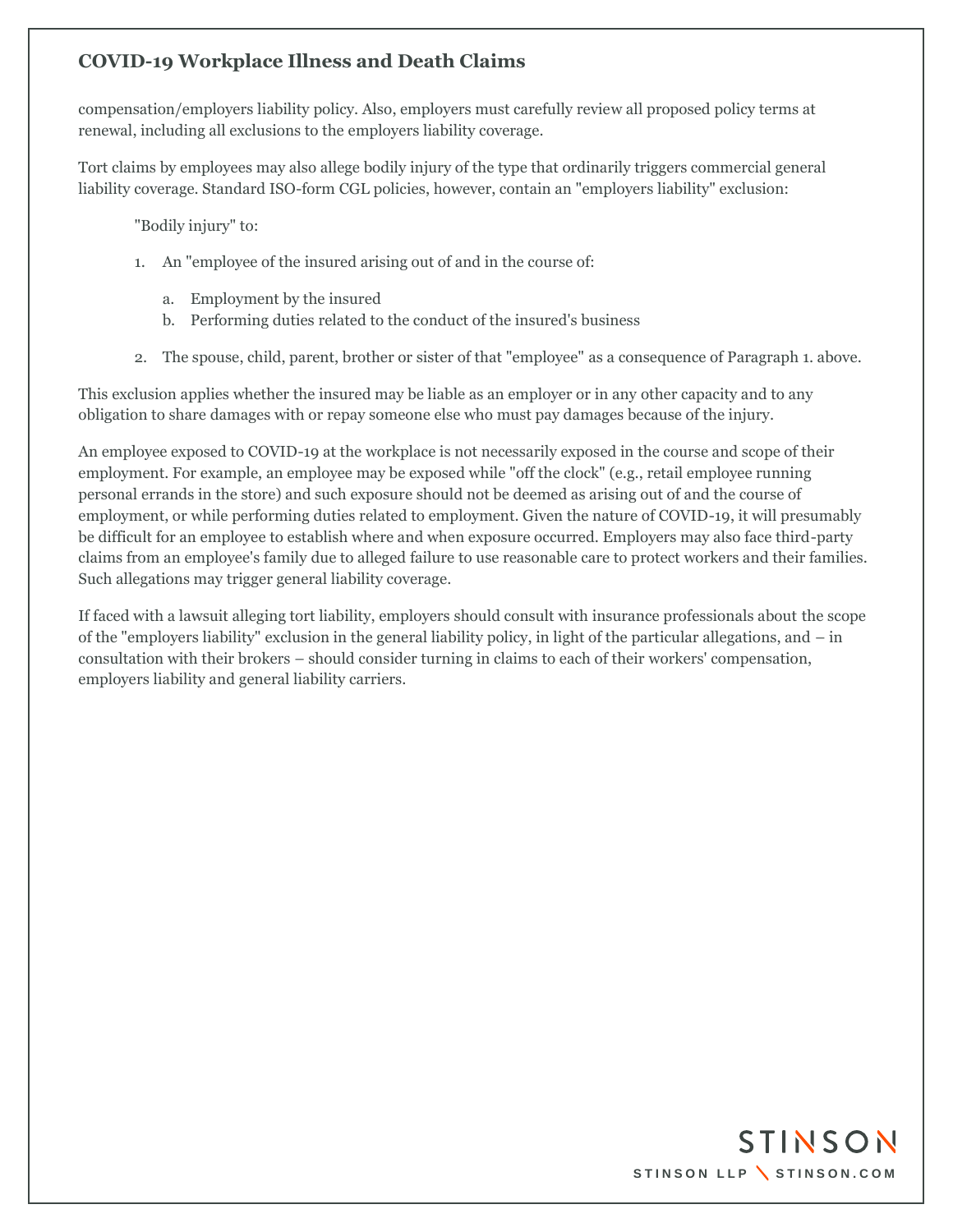compensation/employers liability policy. Also, employers must carefully review all proposed policy terms at renewal, including all exclusions to the employers liability coverage.

Tort claims by employees may also allege bodily injury of the type that ordinarily triggers commercial general liability coverage. Standard ISO-form CGL policies, however, contain an "employers liability" exclusion:

> "Bodily injury" to:
>
> 1. An "employee of the insured arising out of and in the course of:
>    a. Employment by the insured
>    b. Performing duties related to the conduct of the insured's business
> 2. The spouse, child, parent, brother or sister of that "employee" as a consequence of Paragraph 1. above.

This exclusion applies whether the insured may be liable as an employer or in any other capacity and to any obligation to share damages with or repay someone else who must pay damages because of the injury.

An employee exposed to COVID-19 at the workplace is not necessarily exposed in the course and scope of their employment. For example, an employee may be exposed while "off the clock" (e.g., retail employee running personal errands in the store) and such exposure should not be deemed as arising out of and the course of employment, or while performing duties related to employment. Given the nature of COVID-19, it will presumably be difficult for an employee to establish where and when exposure occurred. Employers may also face third-party claims from an employee's family due to alleged failure to use reasonable care to protect workers and their families. Such allegations may trigger general liability coverage.

If faced with a lawsuit alleging tort liability, employers should consult with insurance professionals about the scope of the "employers liability" exclusion in the general liability policy, in light of the particular allegations, and – in consultation with their brokers – should consider turning in claims to each of their workers' compensation, employers liability and general liability carriers.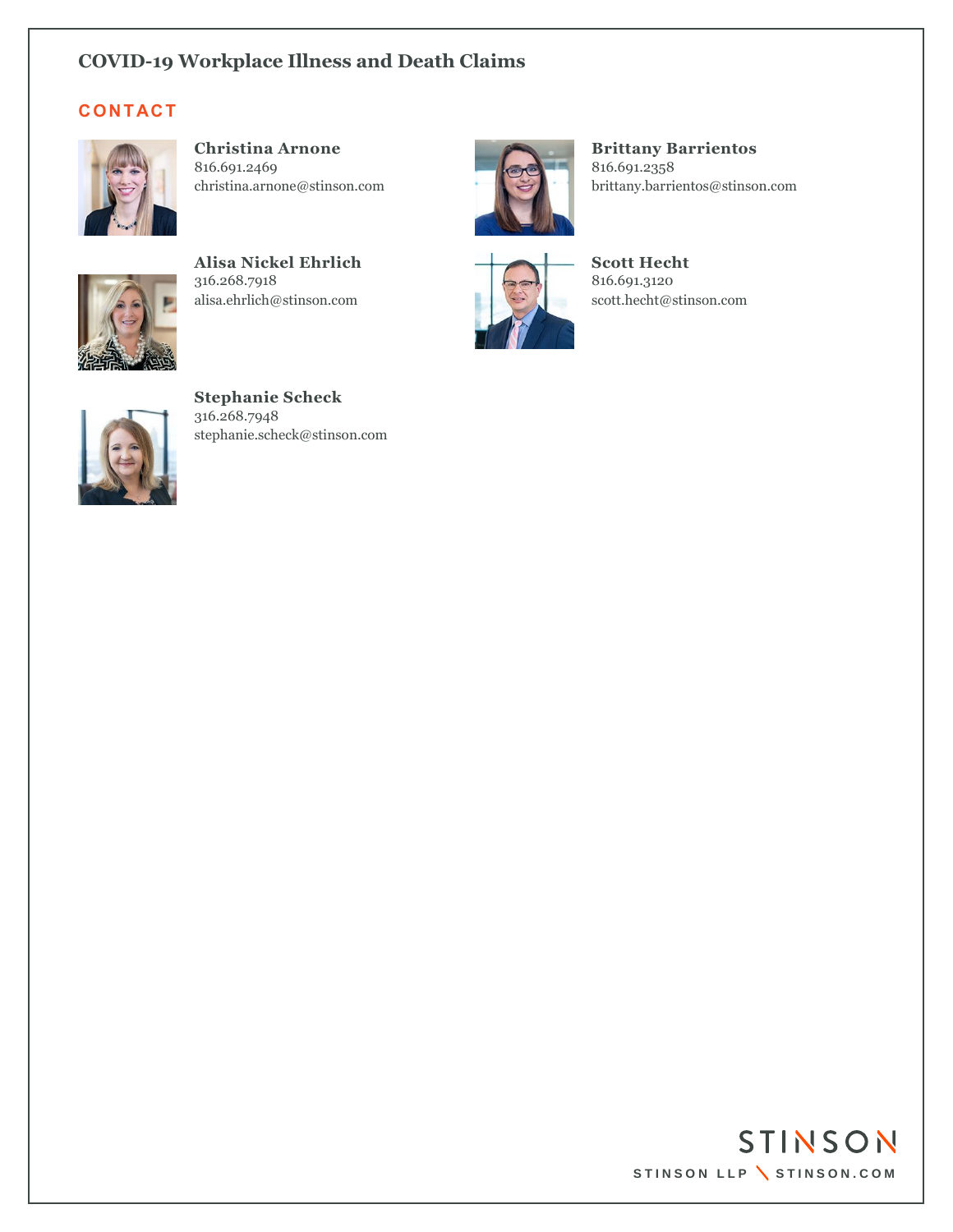## CONTACT

**Christina Arnone**
816.691.2469
christina.arnone@stinson.com

**Brittany Barrientos**
816.691.2358
brittany.barrientos@stinson.com

**Alisa Nickel Ehrlich**
316.268.7918
alisa.ehrlich@stinson.com

**Scott Hecht**
816.691.3120
scott.hecht@stinson.com

**Stephanie Scheck**
316.268.7948
stephanie.scheck@stinson.com